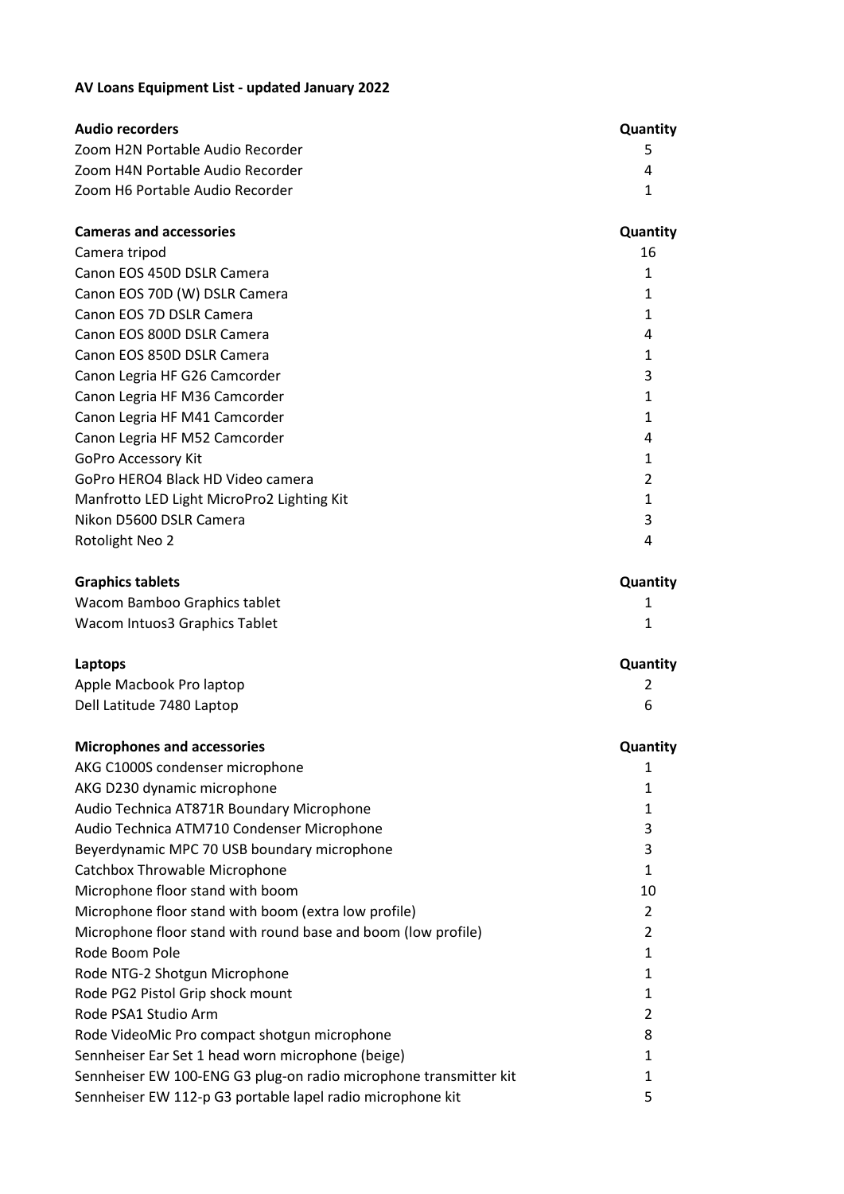**AV Loans Equipment List - updated January 2022**

| **Audio recorders** | **Quantity** |
|---|---|
| Zoom H2N Portable Audio Recorder | 5 |
| Zoom H4N Portable Audio Recorder | 4 |
| Zoom H6 Portable Audio Recorder | 1 |

| **Cameras and accessories** | **Quantity** |
|---|---|
| Camera tripod | 16 |
| Canon EOS 450D DSLR Camera | 1 |
| Canon EOS 70D (W) DSLR Camera | 1 |
| Canon EOS 7D DSLR Camera | 1 |
| Canon EOS 800D DSLR Camera | 4 |
| Canon EOS 850D DSLR Camera | 1 |
| Canon Legria HF G26 Camcorder | 3 |
| Canon Legria HF M36 Camcorder | 1 |
| Canon Legria HF M41 Camcorder | 1 |
| Canon Legria HF M52 Camcorder | 4 |
| GoPro Accessory Kit | 1 |
| GoPro HERO4 Black HD Video camera | 2 |
| Manfrotto LED Light MicroPro2 Lighting Kit | 1 |
| Nikon D5600 DSLR Camera | 3 |
| Rotolight Neo 2 | 4 |

| **Graphics tablets** | **Quantity** |
|---|---|
| Wacom Bamboo Graphics tablet | 1 |
| Wacom Intuos3 Graphics Tablet | 1 |

| **Laptops** | **Quantity** |
|---|---|
| Apple Macbook Pro laptop | 2 |
| Dell Latitude 7480 Laptop | 6 |

| **Microphones and accessories** | **Quantity** |
|---|---|
| AKG C1000S condenser microphone | 1 |
| AKG D230 dynamic microphone | 1 |
| Audio Technica AT871R Boundary Microphone | 1 |
| Audio Technica ATM710 Condenser Microphone | 3 |
| Beyerdynamic MPC 70 USB boundary microphone | 3 |
| Catchbox Throwable Microphone | 1 |
| Microphone floor stand with boom | 10 |
| Microphone floor stand with boom (extra low profile) | 2 |
| Microphone floor stand with round base and boom (low profile) | 2 |
| Rode Boom Pole | 1 |
| Rode NTG-2 Shotgun Microphone | 1 |
| Rode PG2 Pistol Grip shock mount | 1 |
| Rode PSA1 Studio Arm | 2 |
| Rode VideoMic Pro compact shotgun microphone | 8 |
| Sennheiser Ear Set 1 head worn microphone (beige) | 1 |
| Sennheiser EW 100-ENG G3 plug-on radio microphone transmitter kit | 1 |
| Sennheiser EW 112-p G3 portable lapel radio microphone kit | 5 |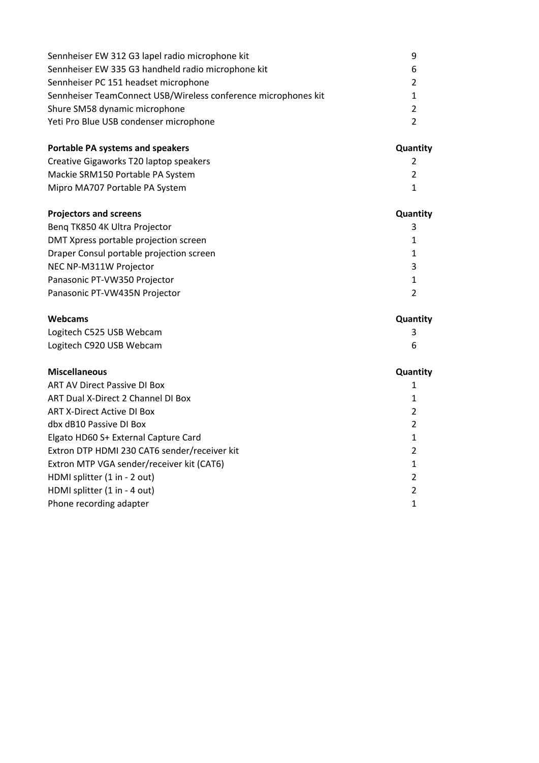| | |
|---|---|
| Sennheiser EW 312 G3 lapel radio microphone kit | 9 |
| Sennheiser EW 335 G3 handheld radio microphone kit | 6 |
| Sennheiser PC 151 headset microphone | 2 |
| Sennheiser TeamConnect USB/Wireless conference microphones kit | 1 |
| Shure SM58 dynamic microphone | 2 |
| Yeti Pro Blue USB condenser microphone | 2 |

| **Portable PA systems and speakers** | **Quantity** |
|---|---|
| Creative Gigaworks T20 laptop speakers | 2 |
| Mackie SRM150 Portable PA System | 2 |
| Mipro MA707 Portable PA System | 1 |

| **Projectors and screens** | **Quantity** |
|---|---|
| Benq TK850 4K Ultra Projector | 3 |
| DMT Xpress portable projection screen | 1 |
| Draper Consul portable projection screen | 1 |
| NEC NP-M311W Projector | 3 |
| Panasonic PT-VW350 Projector | 1 |
| Panasonic PT-VW435N Projector | 2 |

| **Webcams** | **Quantity** |
|---|---|
| Logitech C525 USB Webcam | 3 |
| Logitech C920 USB Webcam | 6 |

| **Miscellaneous** | **Quantity** |
|---|---|
| ART AV Direct Passive DI Box | 1 |
| ART Dual X-Direct 2 Channel DI Box | 1 |
| ART X-Direct Active DI Box | 2 |
| dbx dB10 Passive DI Box | 2 |
| Elgato HD60 S+ External Capture Card | 1 |
| Extron DTP HDMI 230 CAT6 sender/receiver kit | 2 |
| Extron MTP VGA sender/receiver kit (CAT6) | 1 |
| HDMI splitter (1 in - 2 out) | 2 |
| HDMI splitter (1 in - 4 out) | 2 |
| Phone recording adapter | 1 |